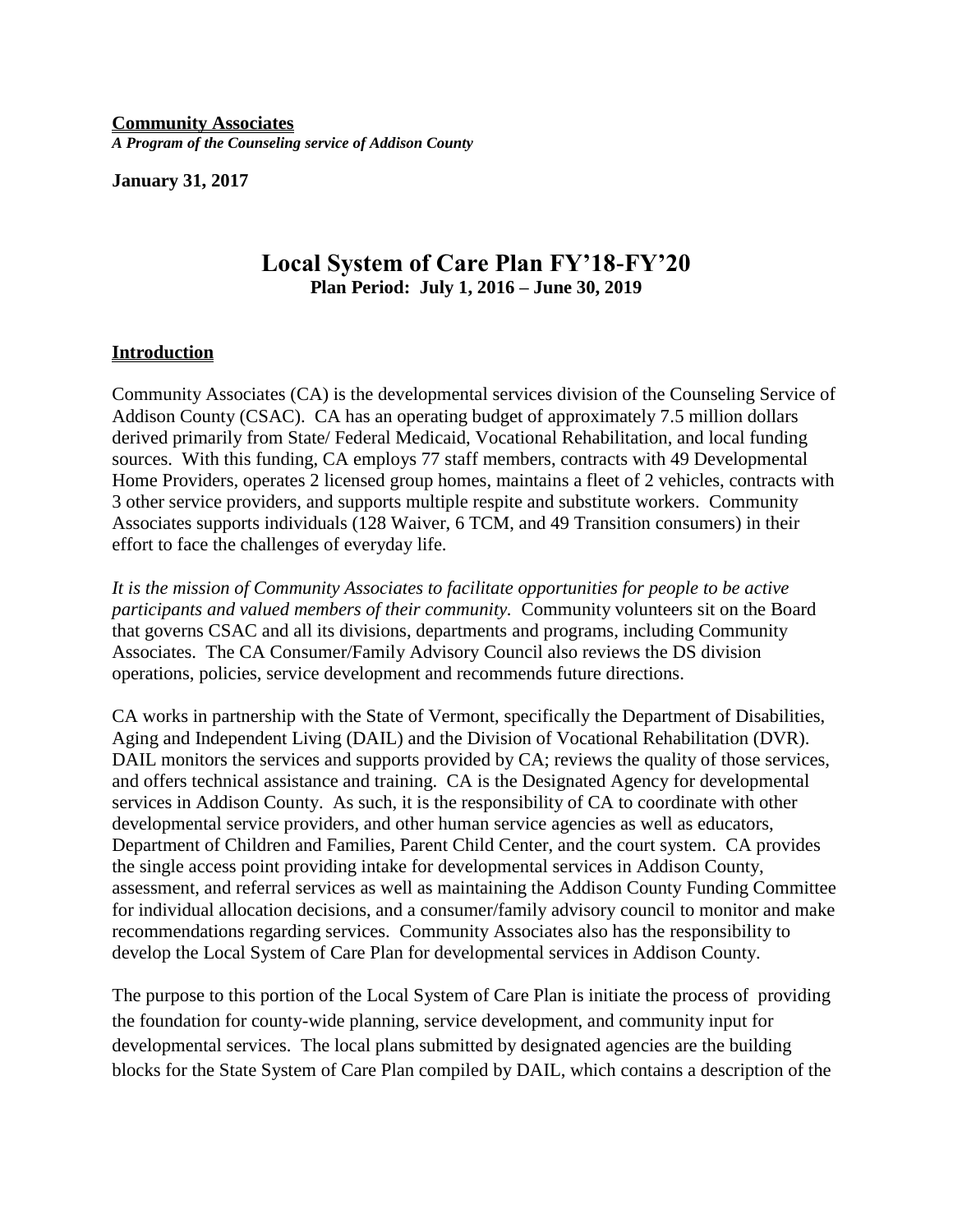**Community Associates**
*A Program of the Counseling service of Addison County*

**January 31, 2017**

# Local System of Care Plan FY'18-FY'20
**Plan Period: July 1, 2016 – June 30, 2019**

## Introduction

Community Associates (CA) is the developmental services division of the Counseling Service of Addison County (CSAC). CA has an operating budget of approximately 7.5 million dollars derived primarily from State/ Federal Medicaid, Vocational Rehabilitation, and local funding sources. With this funding, CA employs 77 staff members, contracts with 49 Developmental Home Providers, operates 2 licensed group homes, maintains a fleet of 2 vehicles, contracts with 3 other service providers, and supports multiple respite and substitute workers. Community Associates supports individuals (128 Waiver, 6 TCM, and 49 Transition consumers) in their effort to face the challenges of everyday life.

*It is the mission of Community Associates to facilitate opportunities for people to be active participants and valued members of their community.* Community volunteers sit on the Board that governs CSAC and all its divisions, departments and programs, including Community Associates. The CA Consumer/Family Advisory Council also reviews the DS division operations, policies, service development and recommends future directions.

CA works in partnership with the State of Vermont, specifically the Department of Disabilities, Aging and Independent Living (DAIL) and the Division of Vocational Rehabilitation (DVR). DAIL monitors the services and supports provided by CA; reviews the quality of those services, and offers technical assistance and training. CA is the Designated Agency for developmental services in Addison County. As such, it is the responsibility of CA to coordinate with other developmental service providers, and other human service agencies as well as educators, Department of Children and Families, Parent Child Center, and the court system. CA provides the single access point providing intake for developmental services in Addison County, assessment, and referral services as well as maintaining the Addison County Funding Committee for individual allocation decisions, and a consumer/family advisory council to monitor and make recommendations regarding services. Community Associates also has the responsibility to develop the Local System of Care Plan for developmental services in Addison County.

The purpose to this portion of the Local System of Care Plan is initiate the process of providing the foundation for county-wide planning, service development, and community input for developmental services. The local plans submitted by designated agencies are the building blocks for the State System of Care Plan compiled by DAIL, which contains a description of the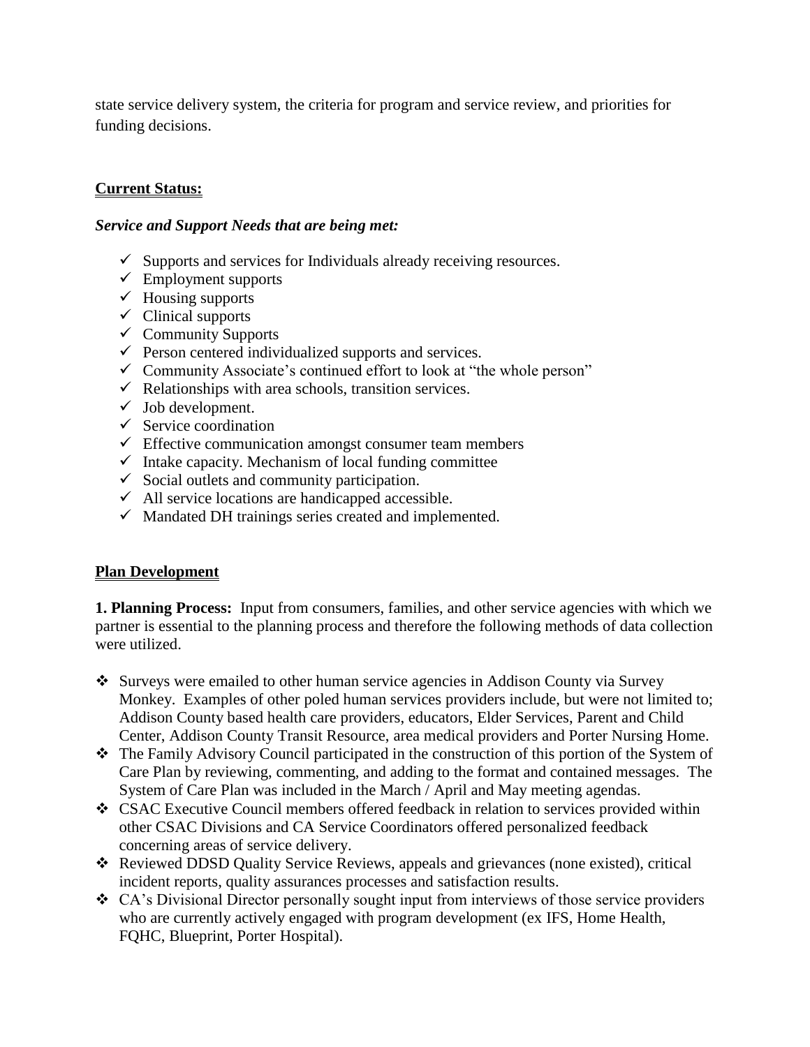state service delivery system, the criteria for program and service review, and priorities for funding decisions.

## Current Status:

### *Service and Support Needs that are being met:*

- ✓ Supports and services for Individuals already receiving resources.
- ✓ Employment supports
- ✓ Housing supports
- ✓ Clinical supports
- ✓ Community Supports
- ✓ Person centered individualized supports and services.
- ✓ Community Associate's continued effort to look at "the whole person"
- ✓ Relationships with area schools, transition services.
- ✓ Job development.
- ✓ Service coordination
- ✓ Effective communication amongst consumer team members
- ✓ Intake capacity. Mechanism of local funding committee
- ✓ Social outlets and community participation.
- ✓ All service locations are handicapped accessible.
- ✓ Mandated DH trainings series created and implemented.

## Plan Development

**1. Planning Process:** Input from consumers, families, and other service agencies with which we partner is essential to the planning process and therefore the following methods of data collection were utilized.

- ❖ Surveys were emailed to other human service agencies in Addison County via Survey Monkey. Examples of other poled human services providers include, but were not limited to; Addison County based health care providers, educators, Elder Services, Parent and Child Center, Addison County Transit Resource, area medical providers and Porter Nursing Home.
- ❖ The Family Advisory Council participated in the construction of this portion of the System of Care Plan by reviewing, commenting, and adding to the format and contained messages. The System of Care Plan was included in the March / April and May meeting agendas.
- ❖ CSAC Executive Council members offered feedback in relation to services provided within other CSAC Divisions and CA Service Coordinators offered personalized feedback concerning areas of service delivery.
- ❖ Reviewed DDSD Quality Service Reviews, appeals and grievances (none existed), critical incident reports, quality assurances processes and satisfaction results.
- ❖ CA's Divisional Director personally sought input from interviews of those service providers who are currently actively engaged with program development (ex IFS, Home Health, FQHC, Blueprint, Porter Hospital).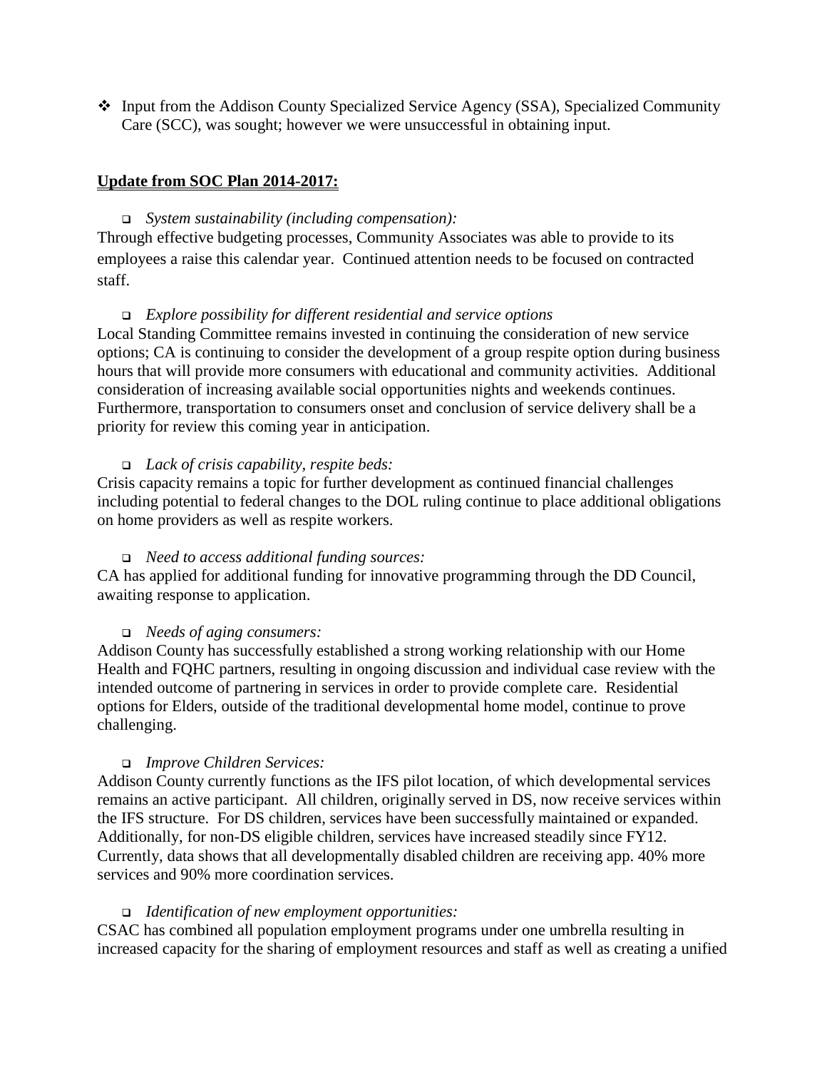- Input from the Addison County Specialized Service Agency (SSA), Specialized Community Care (SCC), was sought; however we were unsuccessful in obtaining input.

**Update from SOC Plan 2014-2017:**

- *System sustainability (including compensation):*

Through effective budgeting processes, Community Associates was able to provide to its employees a raise this calendar year. Continued attention needs to be focused on contracted staff.

- *Explore possibility for different residential and service options*

Local Standing Committee remains invested in continuing the consideration of new service options; CA is continuing to consider the development of a group respite option during business hours that will provide more consumers with educational and community activities. Additional consideration of increasing available social opportunities nights and weekends continues. Furthermore, transportation to consumers onset and conclusion of service delivery shall be a priority for review this coming year in anticipation.

- *Lack of crisis capability, respite beds:*

Crisis capacity remains a topic for further development as continued financial challenges including potential to federal changes to the DOL ruling continue to place additional obligations on home providers as well as respite workers.

- *Need to access additional funding sources:*

CA has applied for additional funding for innovative programming through the DD Council, awaiting response to application.

- *Needs of aging consumers:*

Addison County has successfully established a strong working relationship with our Home Health and FQHC partners, resulting in ongoing discussion and individual case review with the intended outcome of partnering in services in order to provide complete care. Residential options for Elders, outside of the traditional developmental home model, continue to prove challenging.

- *Improve Children Services:*

Addison County currently functions as the IFS pilot location, of which developmental services remains an active participant. All children, originally served in DS, now receive services within the IFS structure. For DS children, services have been successfully maintained or expanded. Additionally, for non-DS eligible children, services have increased steadily since FY12. Currently, data shows that all developmentally disabled children are receiving app. 40% more services and 90% more coordination services.

- *Identification of new employment opportunities:*

CSAC has combined all population employment programs under one umbrella resulting in increased capacity for the sharing of employment resources and staff as well as creating a unified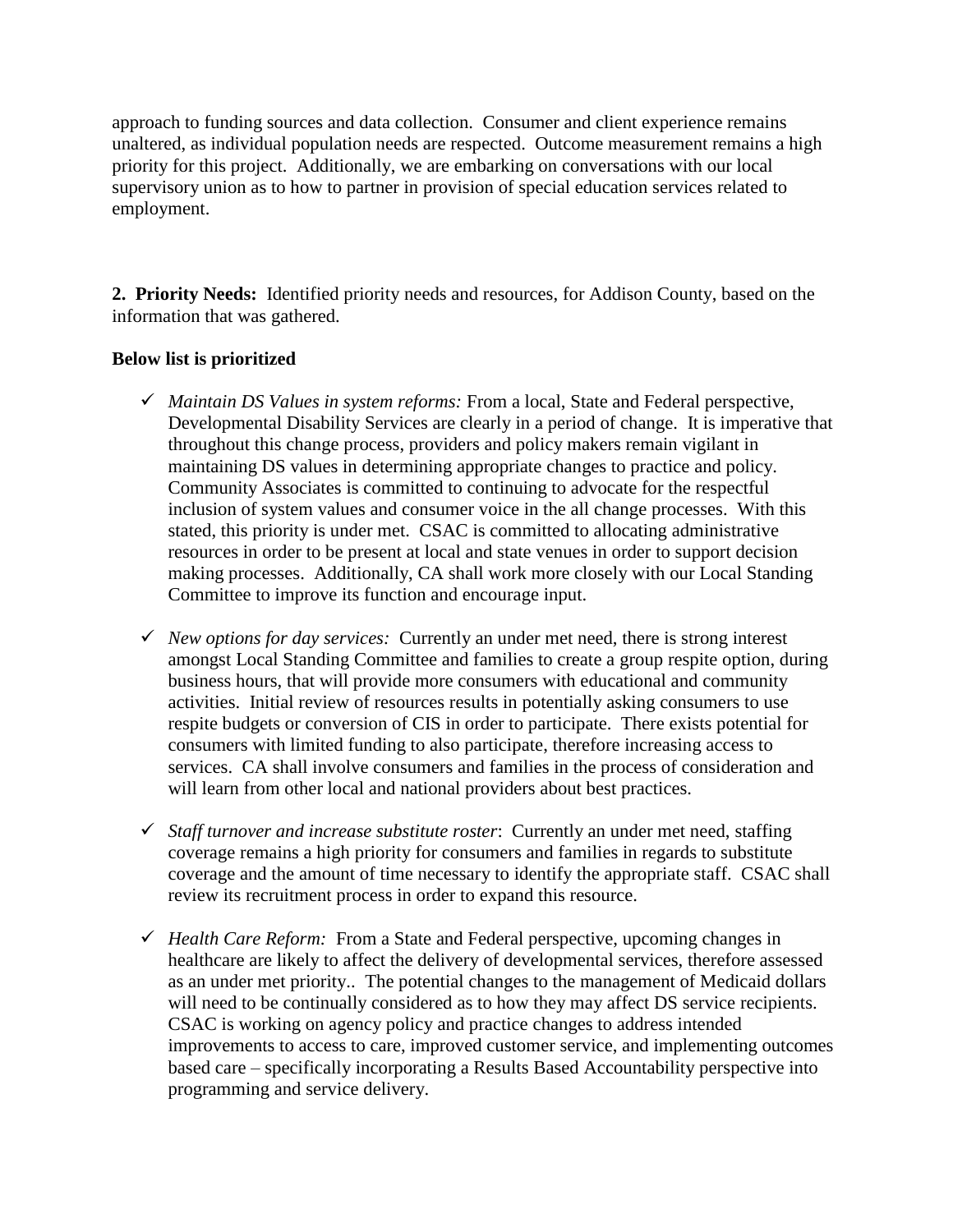approach to funding sources and data collection. Consumer and client experience remains unaltered, as individual population needs are respected. Outcome measurement remains a high priority for this project. Additionally, we are embarking on conversations with our local supervisory union as to how to partner in provision of special education services related to employment.

**2. Priority Needs:** Identified priority needs and resources, for Addison County, based on the information that was gathered.

**Below list is prioritized**

- ✓ *Maintain DS Values in system reforms:* From a local, State and Federal perspective, Developmental Disability Services are clearly in a period of change. It is imperative that throughout this change process, providers and policy makers remain vigilant in maintaining DS values in determining appropriate changes to practice and policy. Community Associates is committed to continuing to advocate for the respectful inclusion of system values and consumer voice in the all change processes. With this stated, this priority is under met. CSAC is committed to allocating administrative resources in order to be present at local and state venues in order to support decision making processes. Additionally, CA shall work more closely with our Local Standing Committee to improve its function and encourage input.

- ✓ *New options for day services:* Currently an under met need, there is strong interest amongst Local Standing Committee and families to create a group respite option, during business hours, that will provide more consumers with educational and community activities. Initial review of resources results in potentially asking consumers to use respite budgets or conversion of CIS in order to participate. There exists potential for consumers with limited funding to also participate, therefore increasing access to services. CA shall involve consumers and families in the process of consideration and will learn from other local and national providers about best practices.

- ✓ *Staff turnover and increase substitute roster*: Currently an under met need, staffing coverage remains a high priority for consumers and families in regards to substitute coverage and the amount of time necessary to identify the appropriate staff. CSAC shall review its recruitment process in order to expand this resource.

- ✓ *Health Care Reform:* From a State and Federal perspective, upcoming changes in healthcare are likely to affect the delivery of developmental services, therefore assessed as an under met priority.. The potential changes to the management of Medicaid dollars will need to be continually considered as to how they may affect DS service recipients. CSAC is working on agency policy and practice changes to address intended improvements to access to care, improved customer service, and implementing outcomes based care – specifically incorporating a Results Based Accountability perspective into programming and service delivery.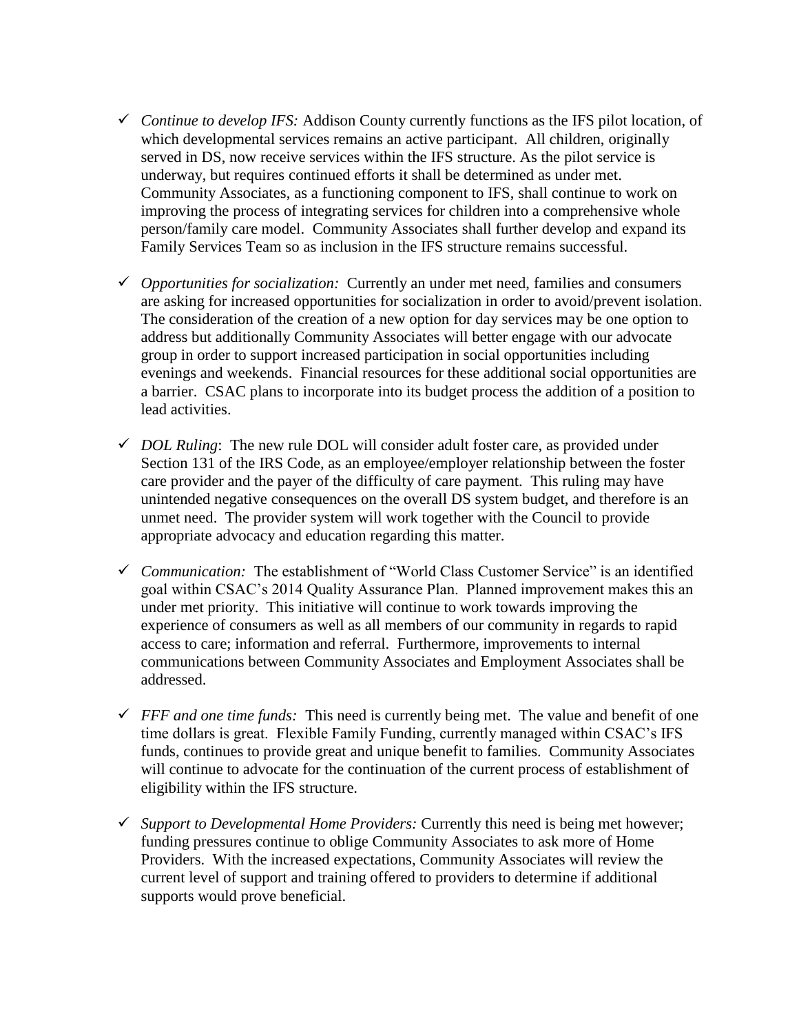- ✓ *Continue to develop IFS:* Addison County currently functions as the IFS pilot location, of which developmental services remains an active participant. All children, originally served in DS, now receive services within the IFS structure. As the pilot service is underway, but requires continued efforts it shall be determined as under met. Community Associates, as a functioning component to IFS, shall continue to work on improving the process of integrating services for children into a comprehensive whole person/family care model. Community Associates shall further develop and expand its Family Services Team so as inclusion in the IFS structure remains successful.

- ✓ *Opportunities for socialization:* Currently an under met need, families and consumers are asking for increased opportunities for socialization in order to avoid/prevent isolation. The consideration of the creation of a new option for day services may be one option to address but additionally Community Associates will better engage with our advocate group in order to support increased participation in social opportunities including evenings and weekends. Financial resources for these additional social opportunities are a barrier. CSAC plans to incorporate into its budget process the addition of a position to lead activities.

- ✓ *DOL Ruling*: The new rule DOL will consider adult foster care, as provided under Section 131 of the IRS Code, as an employee/employer relationship between the foster care provider and the payer of the difficulty of care payment. This ruling may have unintended negative consequences on the overall DS system budget, and therefore is an unmet need. The provider system will work together with the Council to provide appropriate advocacy and education regarding this matter.

- ✓ *Communication:* The establishment of "World Class Customer Service" is an identified goal within CSAC's 2014 Quality Assurance Plan. Planned improvement makes this an under met priority. This initiative will continue to work towards improving the experience of consumers as well as all members of our community in regards to rapid access to care; information and referral. Furthermore, improvements to internal communications between Community Associates and Employment Associates shall be addressed.

- ✓ *FFF and one time funds:* This need is currently being met. The value and benefit of one time dollars is great. Flexible Family Funding, currently managed within CSAC's IFS funds, continues to provide great and unique benefit to families. Community Associates will continue to advocate for the continuation of the current process of establishment of eligibility within the IFS structure.

- ✓ *Support to Developmental Home Providers:* Currently this need is being met however; funding pressures continue to oblige Community Associates to ask more of Home Providers. With the increased expectations, Community Associates will review the current level of support and training offered to providers to determine if additional supports would prove beneficial.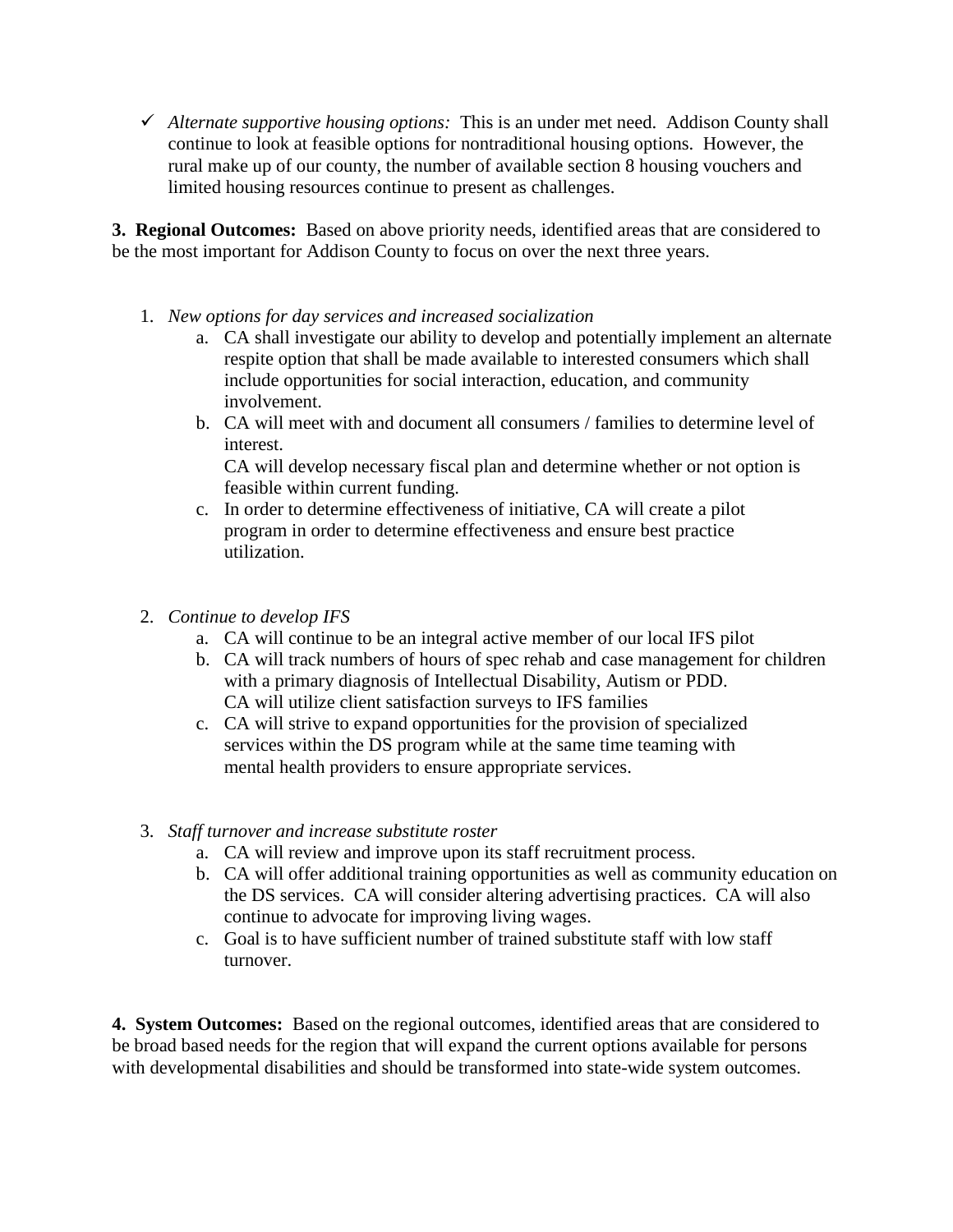- ✓ *Alternate supportive housing options:* This is an under met need. Addison County shall continue to look at feasible options for nontraditional housing options. However, the rural make up of our county, the number of available section 8 housing vouchers and limited housing resources continue to present as challenges.

**3. Regional Outcomes:** Based on above priority needs, identified areas that are considered to be the most important for Addison County to focus on over the next three years.

1. *New options for day services and increased socialization*
    a. CA shall investigate our ability to develop and potentially implement an alternate respite option that shall be made available to interested consumers which shall include opportunities for social interaction, education, and community involvement.
    b. CA will meet with and document all consumers / families to determine level of interest.
    CA will develop necessary fiscal plan and determine whether or not option is feasible within current funding.
    c. In order to determine effectiveness of initiative, CA will create a pilot program in order to determine effectiveness and ensure best practice utilization.

2. *Continue to develop IFS*
    a. CA will continue to be an integral active member of our local IFS pilot
    b. CA will track numbers of hours of spec rehab and case management for children with a primary diagnosis of Intellectual Disability, Autism or PDD.
    CA will utilize client satisfaction surveys to IFS families
    c. CA will strive to expand opportunities for the provision of specialized services within the DS program while at the same time teaming with mental health providers to ensure appropriate services.

3. *Staff turnover and increase substitute roster*
    a. CA will review and improve upon its staff recruitment process.
    b. CA will offer additional training opportunities as well as community education on the DS services. CA will consider altering advertising practices. CA will also continue to advocate for improving living wages.
    c. Goal is to have sufficient number of trained substitute staff with low staff turnover.

**4. System Outcomes:** Based on the regional outcomes, identified areas that are considered to be broad based needs for the region that will expand the current options available for persons with developmental disabilities and should be transformed into state-wide system outcomes.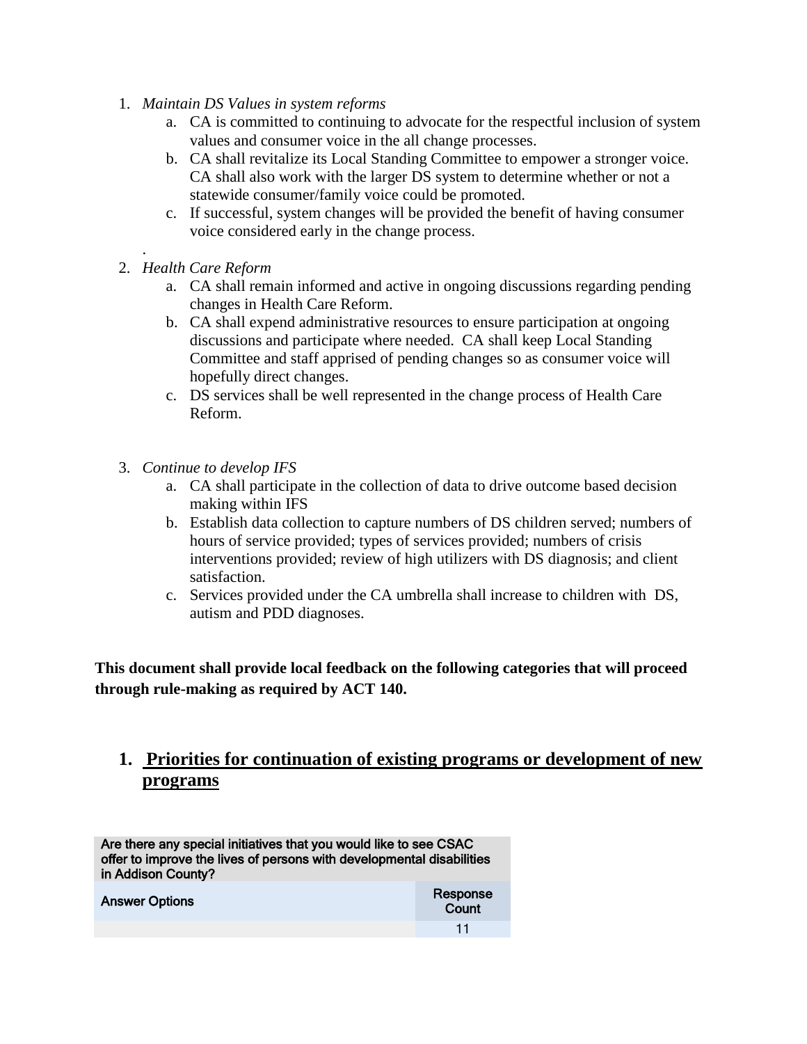1. *Maintain DS Values in system reforms*
    a. CA is committed to continuing to advocate for the respectful inclusion of system values and consumer voice in the all change processes.
    b. CA shall revitalize its Local Standing Committee to empower a stronger voice. CA shall also work with the larger DS system to determine whether or not a statewide consumer/family voice could be promoted.
    c. If successful, system changes will be provided the benefit of having consumer voice considered early in the change process.

.

2. *Health Care Reform*
    a. CA shall remain informed and active in ongoing discussions regarding pending changes in Health Care Reform.
    b. CA shall expend administrative resources to ensure participation at ongoing discussions and participate where needed. CA shall keep Local Standing Committee and staff apprised of pending changes so as consumer voice will hopefully direct changes.
    c. DS services shall be well represented in the change process of Health Care Reform.

3. *Continue to develop IFS*
    a. CA shall participate in the collection of data to drive outcome based decision making within IFS
    b. Establish data collection to capture numbers of DS children served; numbers of hours of service provided; types of services provided; numbers of crisis interventions provided; review of high utilizers with DS diagnosis; and client satisfaction.
    c. Services provided under the CA umbrella shall increase to children with DS, autism and PDD diagnoses.

**This document shall provide local feedback on the following categories that will proceed through rule-making as required by ACT 140.**

## 1. Priorities for continuation of existing programs or development of new programs

| Are there any special initiatives that you would like to see CSAC offer to improve the lives of persons with developmental disabilities in Addison County? | |
|---|---|
| Answer Options | Response Count |
| | 11 |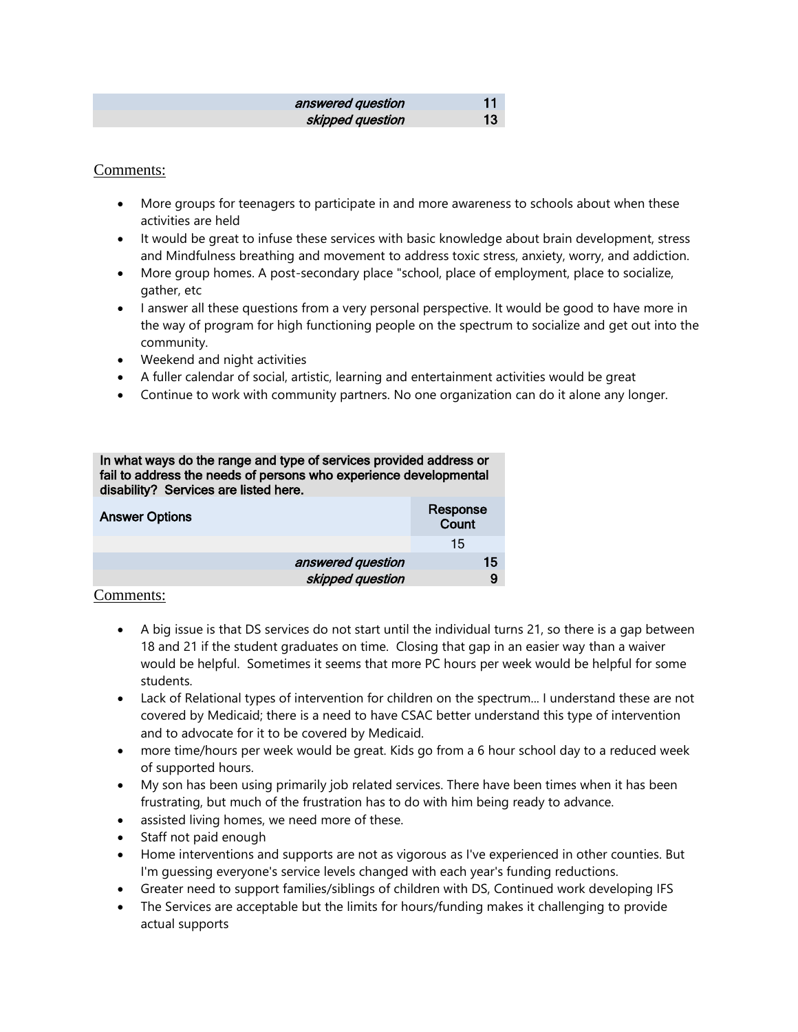| | |
|---|---|
| *answered question* | **11** |
| *skipped question* | **13** |

Comments:

- More groups for teenagers to participate in and more awareness to schools about when these activities are held
- It would be great to infuse these services with basic knowledge about brain development, stress and Mindfulness breathing and movement to address toxic stress, anxiety, worry, and addiction.
- More group homes. A post-secondary place "school, place of employment, place to socialize, gather, etc
- I answer all these questions from a very personal perspective. It would be good to have more in the way of program for high functioning people on the spectrum to socialize and get out into the community.
- Weekend and night activities
- A fuller calendar of social, artistic, learning and entertainment activities would be great
- Continue to work with community partners. No one organization can do it alone any longer.

| In what ways do the range and type of services provided address or fail to address the needs of persons who experience developmental disability? Services are listed here. | |
|---|---|
| **Answer Options** | **Response Count** |
| | 15 |
| *answered question* | **15** |
| *skipped question* | **9** |

Comments:

- A big issue is that DS services do not start until the individual turns 21, so there is a gap between 18 and 21 if the student graduates on time. Closing that gap in an easier way than a waiver would be helpful. Sometimes it seems that more PC hours per week would be helpful for some students.
- Lack of Relational types of intervention for children on the spectrum... I understand these are not covered by Medicaid; there is a need to have CSAC better understand this type of intervention and to advocate for it to be covered by Medicaid.
- more time/hours per week would be great. Kids go from a 6 hour school day to a reduced week of supported hours.
- My son has been using primarily job related services. There have been times when it has been frustrating, but much of the frustration has to do with him being ready to advance.
- assisted living homes, we need more of these.
- Staff not paid enough
- Home interventions and supports are not as vigorous as I've experienced in other counties. But I'm guessing everyone's service levels changed with each year's funding reductions.
- Greater need to support families/siblings of children with DS, Continued work developing IFS
- The Services are acceptable but the limits for hours/funding makes it challenging to provide actual supports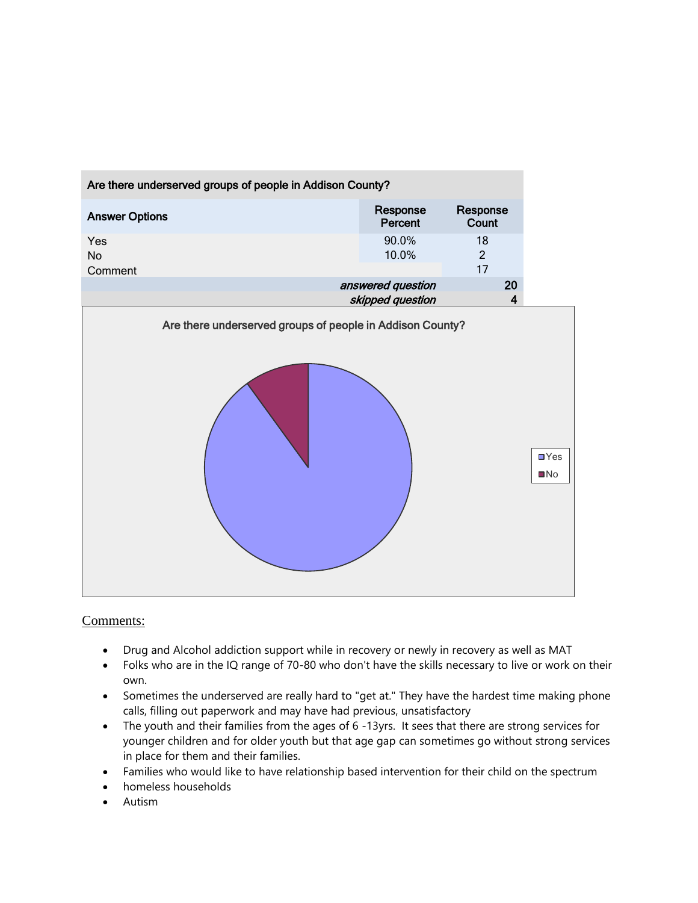| Are there underserved groups of people in Addison County? | | |
|---|---|---|
| **Answer Options** | **Response Percent** | **Response Count** |
| Yes | 90.0% | 18 |
| No | 10.0% | 2 |
| Comment | | 17 |
| | *answered question* | **20** |
| | *skipped question* | **4** |

Comments:

- Drug and Alcohol addiction support while in recovery or newly in recovery as well as MAT
- Folks who are in the IQ range of 70-80 who don't have the skills necessary to live or work on their own.
- Sometimes the underserved are really hard to "get at." They have the hardest time making phone calls, filling out paperwork and may have had previous, unsatisfactory
- The youth and their families from the ages of 6 -13yrs. It sees that there are strong services for younger children and for older youth but that age gap can sometimes go without strong services in place for them and their families.
- Families who would like to have relationship based intervention for their child on the spectrum
- homeless households
- Autism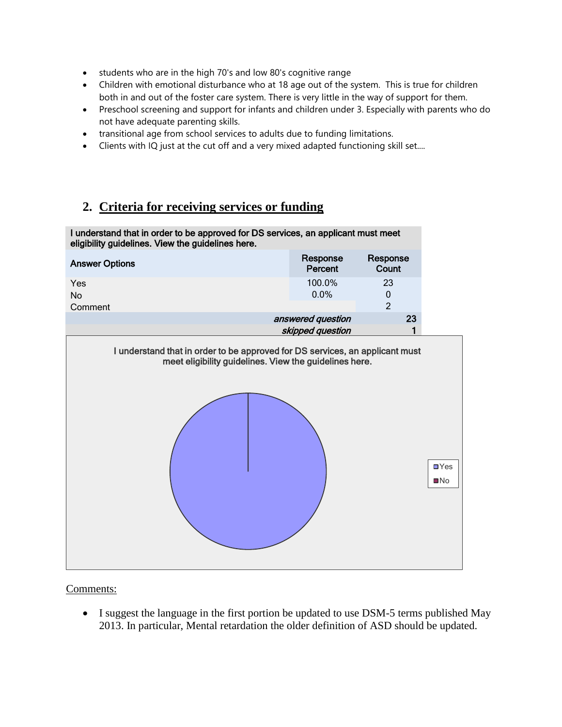- students who are in the high 70's and low 80's cognitive range
- Children with emotional disturbance who at 18 age out of the system. This is true for children both in and out of the foster care system. There is very little in the way of support for them.
- Preschool screening and support for infants and children under 3. Especially with parents who do not have adequate parenting skills.
- transitional age from school services to adults due to funding limitations.
- Clients with IQ just at the cut off and a very mixed adapted functioning skill set....

## 2. Criteria for receiving services or funding

| I understand that in order to be approved for DS services, an applicant must meet eligibility guidelines. View the guidelines here. | | |
|---|---|---|
| Answer Options | Response Percent | Response Count |
| Yes | 100.0% | 23 |
| No | 0.0% | 0 |
| Comment | | 2 |
| | *answered question* | 23 |
| | *skipped question* | 1 |

I understand that in order to be approved for DS services, an applicant must meet eligibility guidelines. View the guidelines here.

Yes
No

Comments:

- I suggest the language in the first portion be updated to use DSM-5 terms published May 2013. In particular, Mental retardation the older definition of ASD should be updated.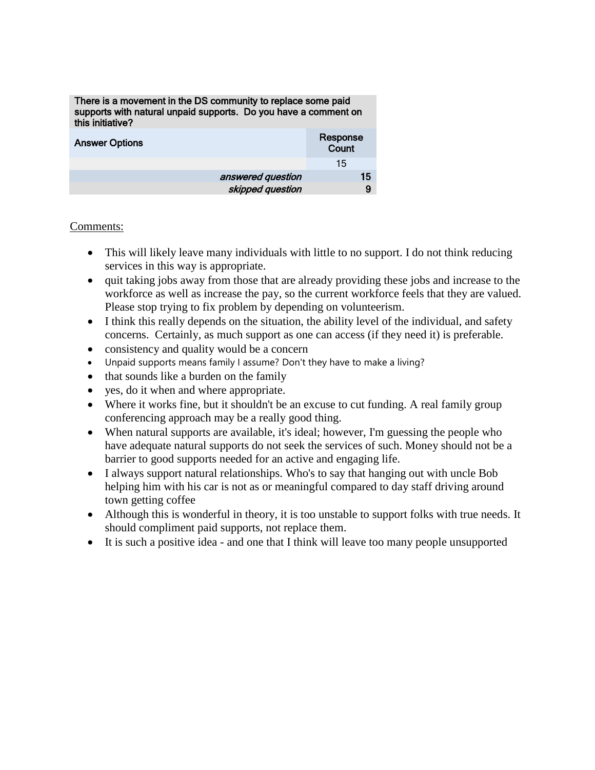| There is a movement in the DS community to replace some paid supports with natural unpaid supports. Do you have a comment on this initiative? | |
|---|---|
| **Answer Options** | **Response Count** |
| | 15 |
| *answered question* | **15** |
| *skipped question* | **9** |

Comments:

- This will likely leave many individuals with little to no support. I do not think reducing services in this way is appropriate.
- quit taking jobs away from those that are already providing these jobs and increase to the workforce as well as increase the pay, so the current workforce feels that they are valued. Please stop trying to fix problem by depending on volunteerism.
- I think this really depends on the situation, the ability level of the individual, and safety concerns. Certainly, as much support as one can access (if they need it) is preferable.
- consistency and quality would be a concern
- Unpaid supports means family I assume? Don't they have to make a living?
- that sounds like a burden on the family
- yes, do it when and where appropriate.
- Where it works fine, but it shouldn't be an excuse to cut funding. A real family group conferencing approach may be a really good thing.
- When natural supports are available, it's ideal; however, I'm guessing the people who have adequate natural supports do not seek the services of such. Money should not be a barrier to good supports needed for an active and engaging life.
- I always support natural relationships. Who's to say that hanging out with uncle Bob helping him with his car is not as or meaningful compared to day staff driving around town getting coffee
- Although this is wonderful in theory, it is too unstable to support folks with true needs. It should compliment paid supports, not replace them.
- It is such a positive idea - and one that I think will leave too many people unsupported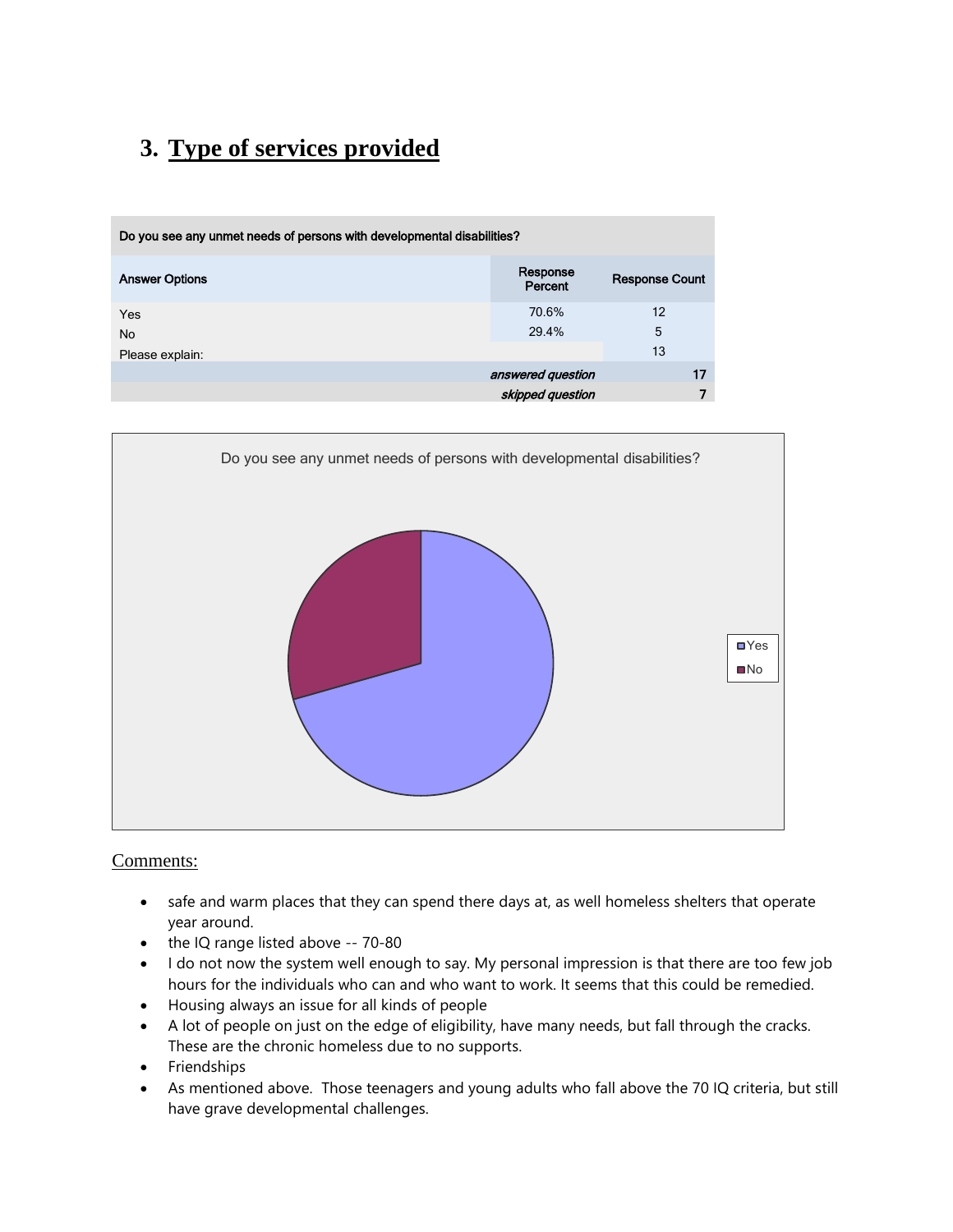## 3. Type of services provided

| Do you see any unmet needs of persons with developmental disabilities? | | |
|---|---|---|
| **Answer Options** | **Response Percent** | **Response Count** |
| Yes | 70.6% | 12 |
| No | 29.4% | 5 |
| Please explain: | | 13 |
| | *answered question* | 17 |
| | *skipped question* | 7 |

Do you see any unmet needs of persons with developmental disabilities?

Comments:

- safe and warm places that they can spend there days at, as well homeless shelters that operate year around.
- the IQ range listed above -- 70-80
- I do not now the system well enough to say. My personal impression is that there are too few job hours for the individuals who can and who want to work. It seems that this could be remedied.
- Housing always an issue for all kinds of people
- A lot of people on just on the edge of eligibility, have many needs, but fall through the cracks. These are the chronic homeless due to no supports.
- Friendships
- As mentioned above. Those teenagers and young adults who fall above the 70 IQ criteria, but still have grave developmental challenges.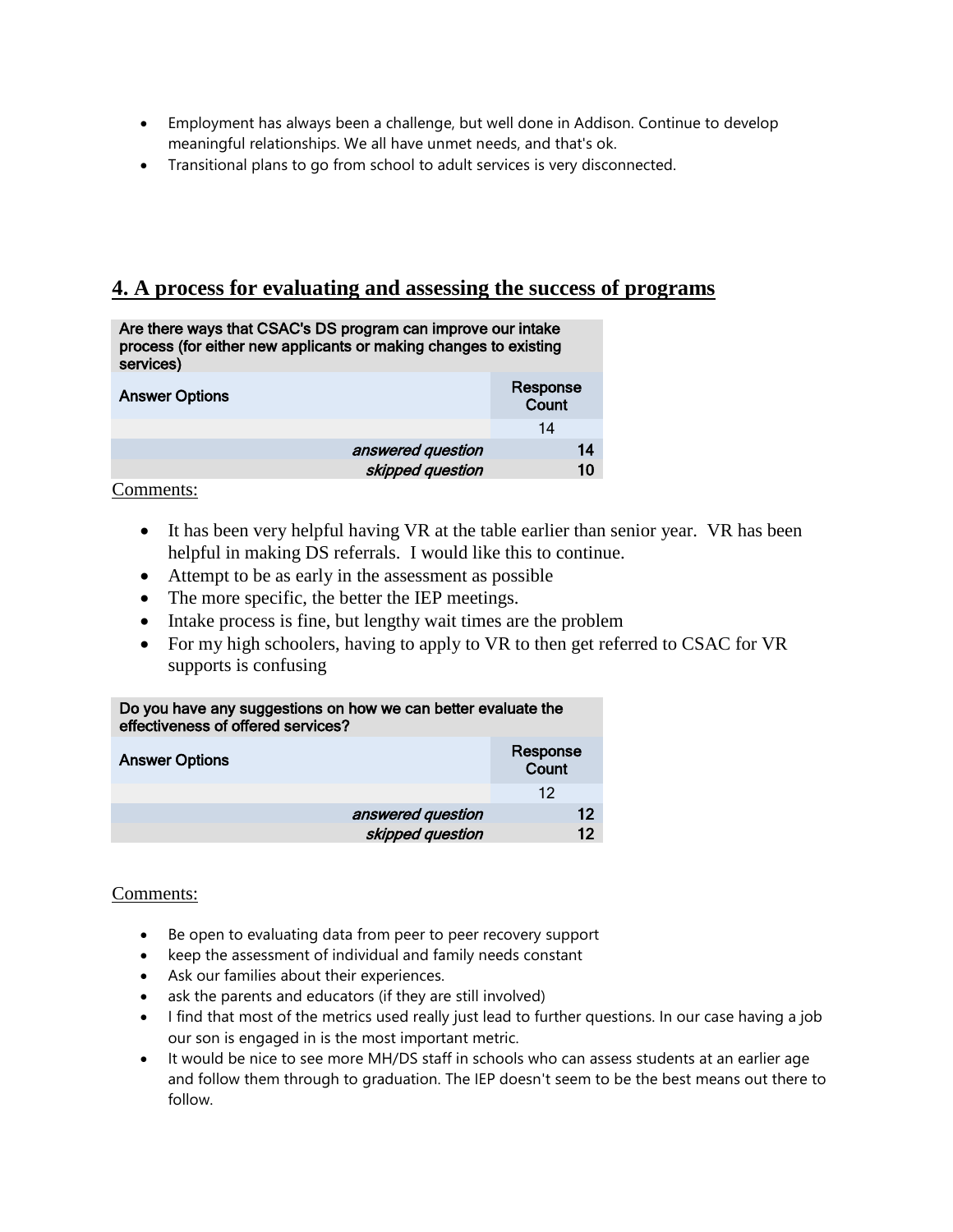- Employment has always been a challenge, but well done in Addison. Continue to develop meaningful relationships. We all have unmet needs, and that's ok.
- Transitional plans to go from school to adult services is very disconnected.

## 4. A process for evaluating and assessing the success of programs

| Are there ways that CSAC's DS program can improve our intake process (for either new applicants or making changes to existing services) | |
|---|---|
| **Answer Options** | **Response Count** |
| | 14 |
| *answered question* | **14** |
| *skipped question* | **10** |

Comments:

- It has been very helpful having VR at the table earlier than senior year. VR has been helpful in making DS referrals. I would like this to continue.
- Attempt to be as early in the assessment as possible
- The more specific, the better the IEP meetings.
- Intake process is fine, but lengthy wait times are the problem
- For my high schoolers, having to apply to VR to then get referred to CSAC for VR supports is confusing

| Do you have any suggestions on how we can better evaluate the effectiveness of offered services? | |
|---|---|
| **Answer Options** | **Response Count** |
| | 12 |
| *answered question* | **12** |
| *skipped question* | **12** |

Comments:

- Be open to evaluating data from peer to peer recovery support
- keep the assessment of individual and family needs constant
- Ask our families about their experiences.
- ask the parents and educators (if they are still involved)
- I find that most of the metrics used really just lead to further questions. In our case having a job our son is engaged in is the most important metric.
- It would be nice to see more MH/DS staff in schools who can assess students at an earlier age and follow them through to graduation. The IEP doesn't seem to be the best means out there to follow.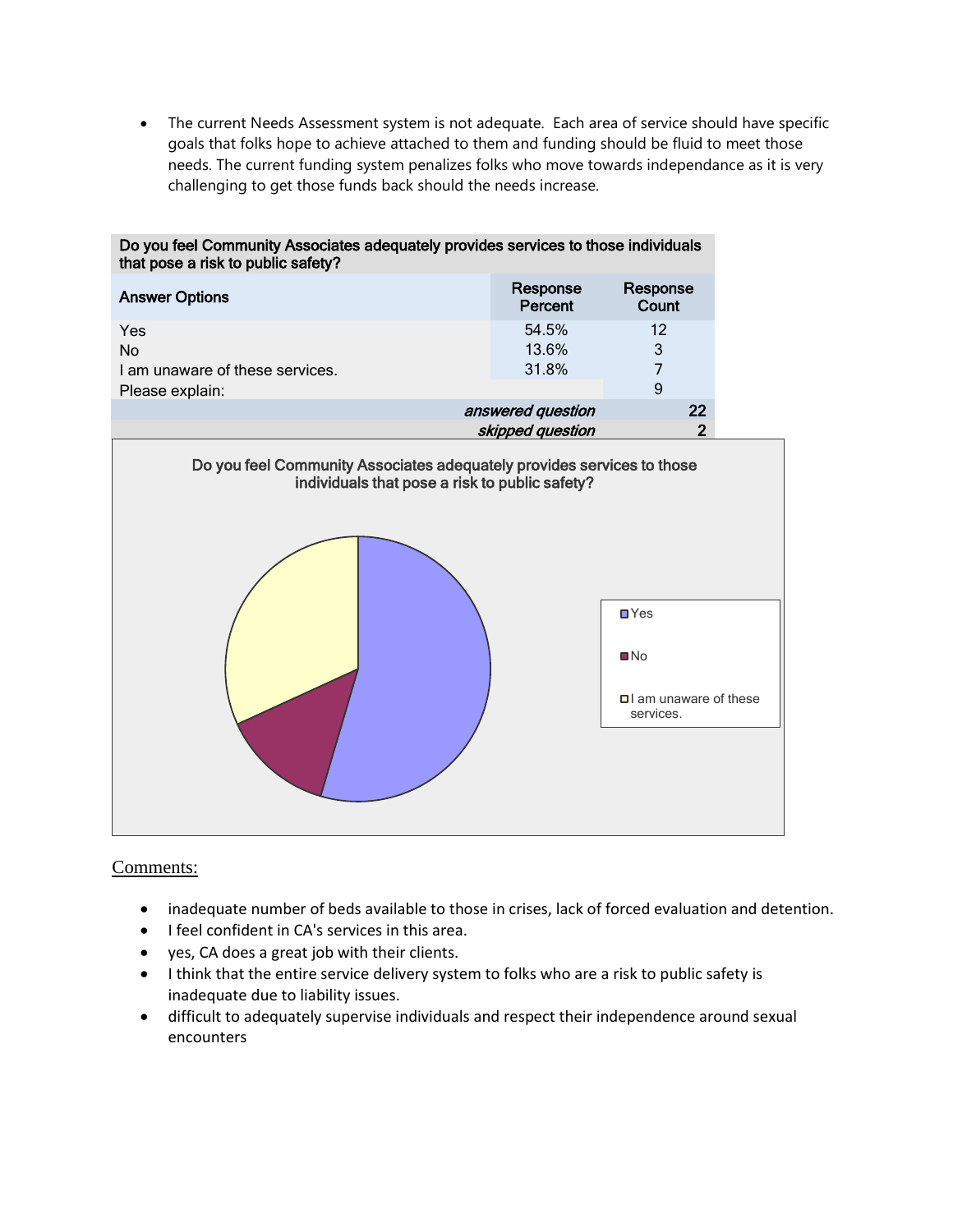- The current Needs Assessment system is not adequate. Each area of service should have specific goals that folks hope to achieve attached to them and funding should be fluid to meet those needs. The current funding system penalizes folks who move towards independance as it is very challenging to get those funds back should the needs increase.

| Do you feel Community Associates adequately provides services to those individuals that pose a risk to public safety? | | |
|---|---|---|
| **Answer Options** | **Response Percent** | **Response Count** |
| Yes | 54.5% | 12 |
| No | 13.6% | 3 |
| I am unaware of these services. | 31.8% | 7 |
| Please explain: | | 9 |
| | *answered question* | 22 |
| | *skipped question* | 2 |

Comments:

- inadequate number of beds available to those in crises, lack of forced evaluation and detention.
- I feel confident in CA's services in this area.
- yes, CA does a great job with their clients.
- I think that the entire service delivery system to folks who are a risk to public safety is inadequate due to liability issues.
- difficult to adequately supervise individuals and respect their independence around sexual encounters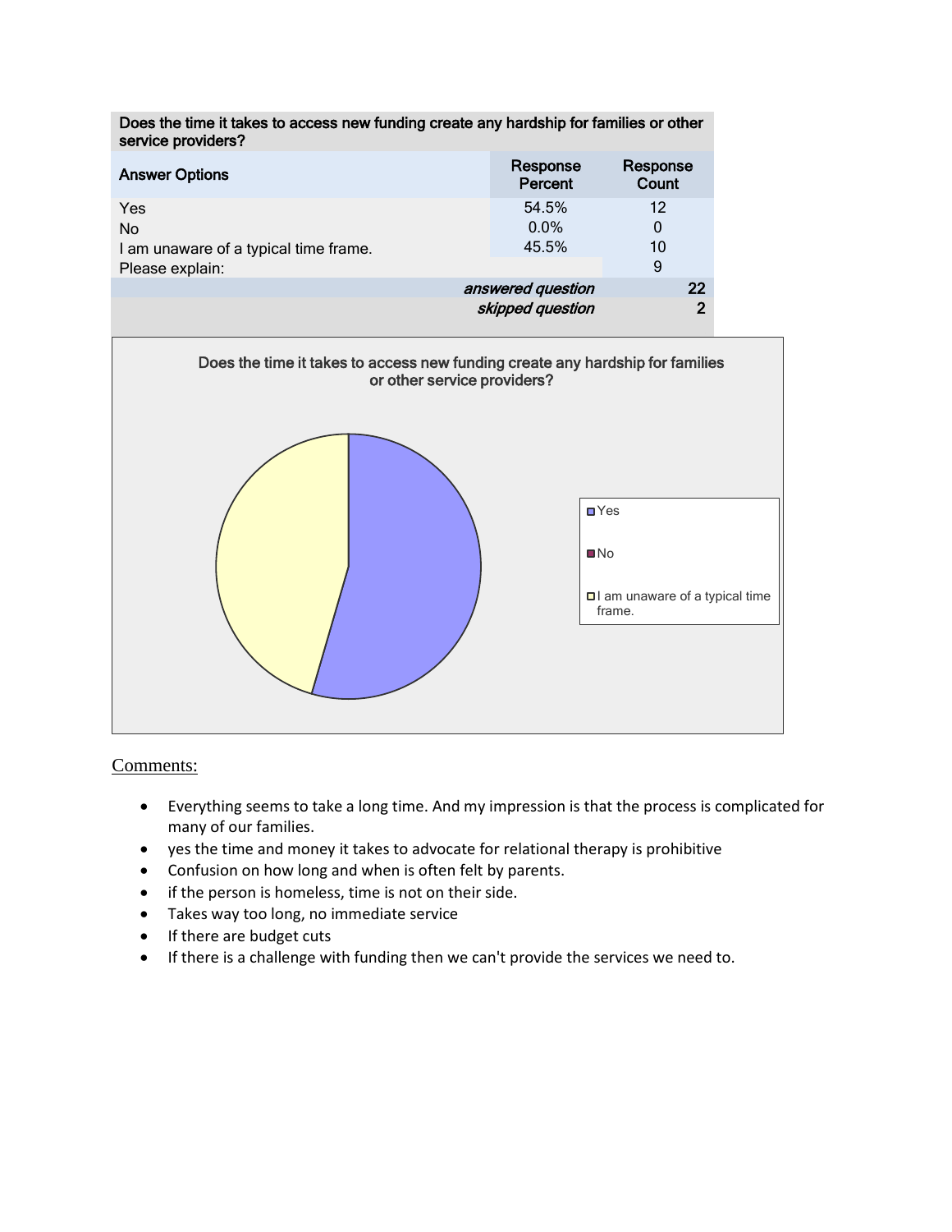| Does the time it takes to access new funding create any hardship for families or other service providers? | | |
|---|---|---|
| Answer Options | Response Percent | Response Count |
| Yes | 54.5% | 12 |
| No | 0.0% | 0 |
| I am unaware of a typical time frame. | 45.5% | 10 |
| Please explain: | | 9 |
| | *answered question* | **22** |
| | *skipped question* | **2** |

Does the time it takes to access new funding create any hardship for families or other service providers?

Yes

No

I am unaware of a typical time frame.

Comments:

- Everything seems to take a long time. And my impression is that the process is complicated for many of our families.
- yes the time and money it takes to advocate for relational therapy is prohibitive
- Confusion on how long and when is often felt by parents.
- if the person is homeless, time is not on their side.
- Takes way too long, no immediate service
- If there are budget cuts
- If there is a challenge with funding then we can't provide the services we need to.